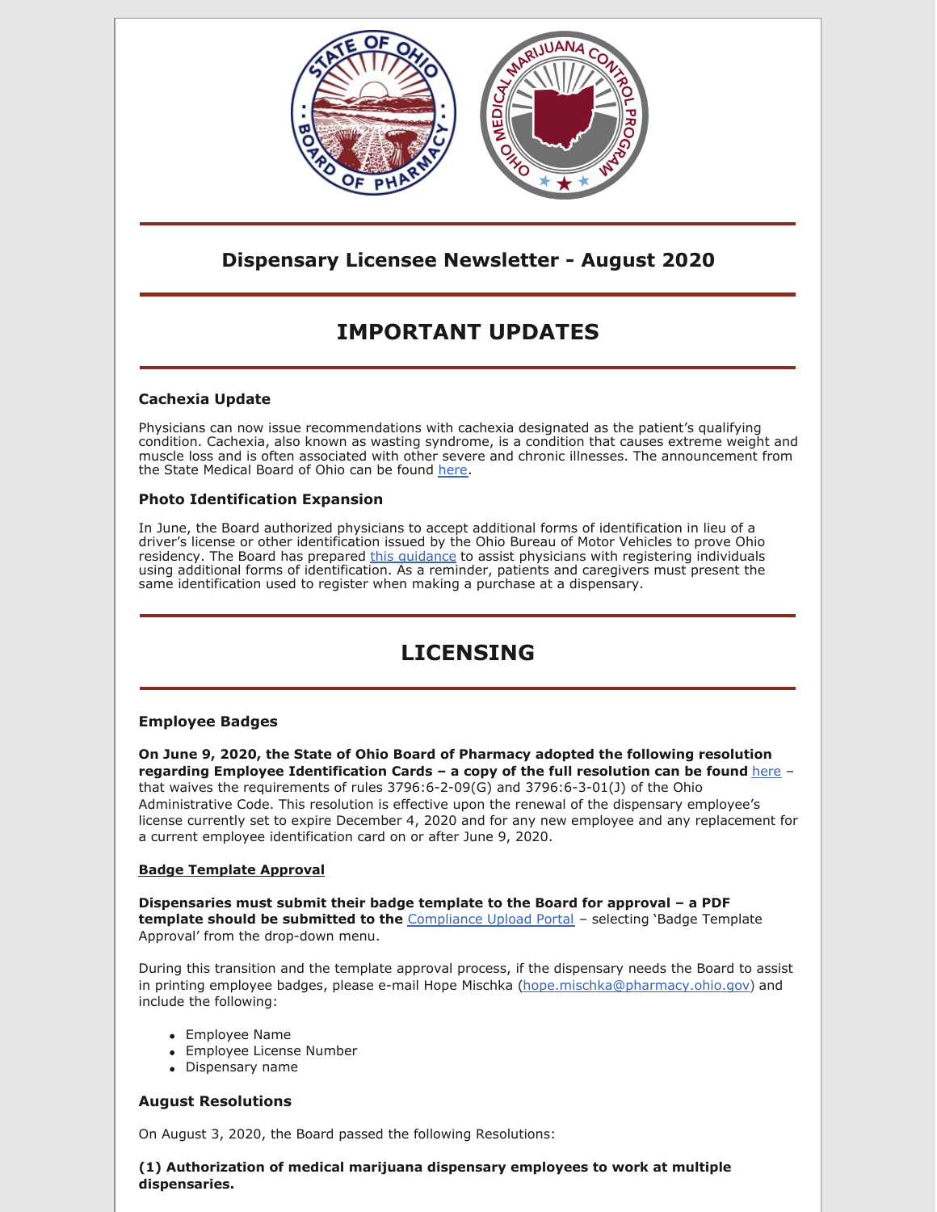## Dispensary Licensee Newsletter - August 2020

# IMPORTANT UPDATES

### Cachexia Update

Physicians can now issue recommendations with cachexia designated as the patient's qualifying condition. Cachexia, also known as wasting syndrome, is a condition that causes extreme weight and muscle loss and is often associated with other severe and chronic illnesses. The announcement from the State Medical Board of Ohio can be found here.

### Photo Identification Expansion

In June, the Board authorized physicians to accept additional forms of identification in lieu of a driver's license or other identification issued by the Ohio Bureau of Motor Vehicles to prove Ohio residency. The Board has prepared this guidance to assist physicians with registering individuals using additional forms of identification. As a reminder, patients and caregivers must present the same identification used to register when making a purchase at a dispensary.

# LICENSING

### Employee Badges

**On June 9, 2020, the State of Ohio Board of Pharmacy adopted the following resolution regarding Employee Identification Cards – a copy of the full resolution can be found** here – that waives the requirements of rules 3796:6-2-09(G) and 3796:6-3-01(J) of the Ohio Administrative Code. This resolution is effective upon the renewal of the dispensary employee's license currently set to expire December 4, 2020 and for any new employee and any replacement for a current employee identification card on or after June 9, 2020.

**Badge Template Approval**

**Dispensaries must submit their badge template to the Board for approval – a PDF template should be submitted to the** Compliance Upload Portal – selecting 'Badge Template Approval' from the drop-down menu.

During this transition and the template approval process, if the dispensary needs the Board to assist in printing employee badges, please e-mail Hope Mischka (hope.mischka@pharmacy.ohio.gov) and include the following:

- Employee Name
- Employee License Number
- Dispensary name

### August Resolutions

On August 3, 2020, the Board passed the following Resolutions:

**(1) Authorization of medical marijuana dispensary employees to work at multiple dispensaries.**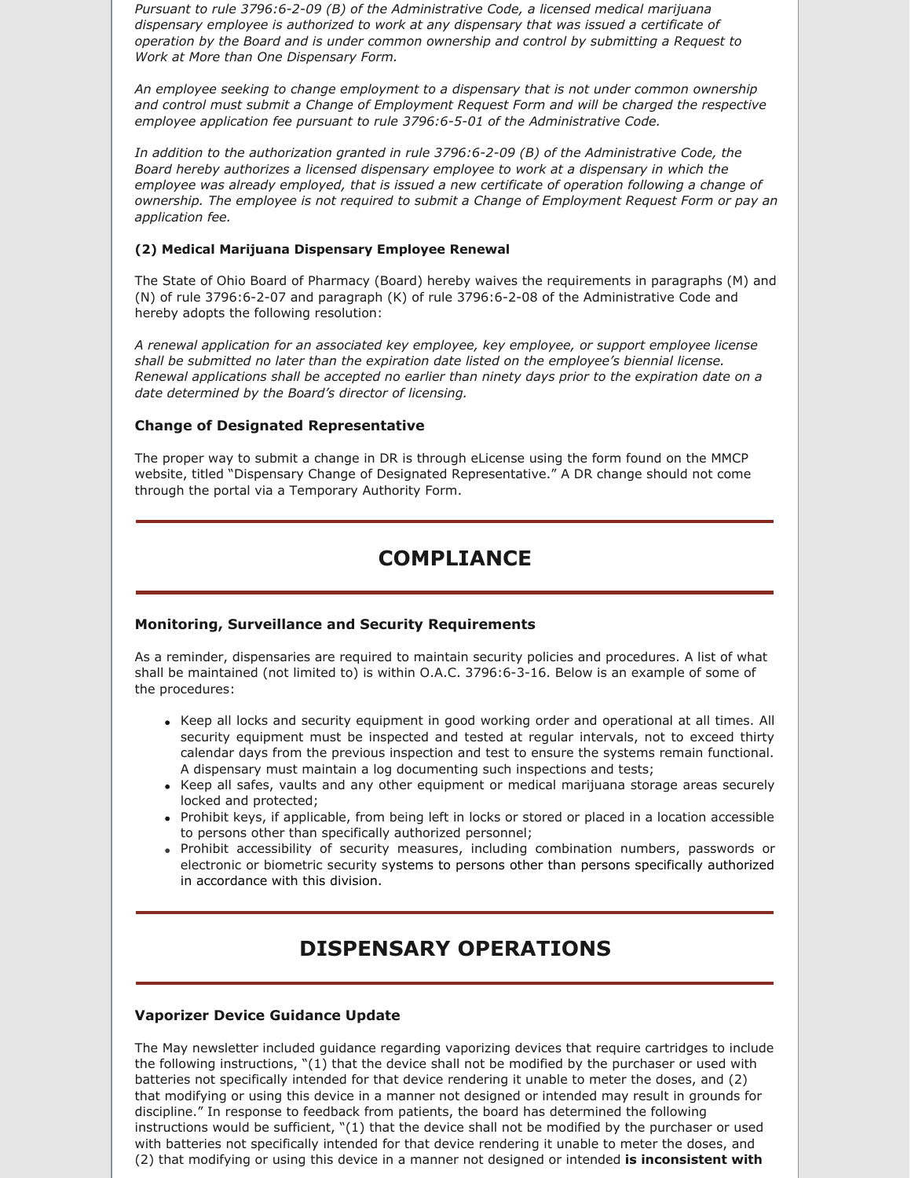*Pursuant to rule 3796:6-2-09 (B) of the Administrative Code, a licensed medical marijuana dispensary employee is authorized to work at any dispensary that was issued a certificate of operation by the Board and is under common ownership and control by submitting a Request to Work at More than One Dispensary Form.*

*An employee seeking to change employment to a dispensary that is not under common ownership and control must submit a Change of Employment Request Form and will be charged the respective employee application fee pursuant to rule 3796:6-5-01 of the Administrative Code.*

*In addition to the authorization granted in rule 3796:6-2-09 (B) of the Administrative Code, the Board hereby authorizes a licensed dispensary employee to work at a dispensary in which the employee was already employed, that is issued a new certificate of operation following a change of ownership. The employee is not required to submit a Change of Employment Request Form or pay an application fee.*

**(2) Medical Marijuana Dispensary Employee Renewal**

The State of Ohio Board of Pharmacy (Board) hereby waives the requirements in paragraphs (M) and (N) of rule 3796:6-2-07 and paragraph (K) of rule 3796:6-2-08 of the Administrative Code and hereby adopts the following resolution:

*A renewal application for an associated key employee, key employee, or support employee license shall be submitted no later than the expiration date listed on the employee's biennial license. Renewal applications shall be accepted no earlier than ninety days prior to the expiration date on a date determined by the Board's director of licensing.*

### Change of Designated Representative

The proper way to submit a change in DR is through eLicense using the form found on the MMCP website, titled "Dispensary Change of Designated Representative." A DR change should not come through the portal via a Temporary Authority Form.

## COMPLIANCE

### Monitoring, Surveillance and Security Requirements

As a reminder, dispensaries are required to maintain security policies and procedures. A list of what shall be maintained (not limited to) is within O.A.C. 3796:6-3-16. Below is an example of some of the procedures:

- Keep all locks and security equipment in good working order and operational at all times. All security equipment must be inspected and tested at regular intervals, not to exceed thirty calendar days from the previous inspection and test to ensure the systems remain functional. A dispensary must maintain a log documenting such inspections and tests;
- Keep all safes, vaults and any other equipment or medical marijuana storage areas securely locked and protected;
- Prohibit keys, if applicable, from being left in locks or stored or placed in a location accessible to persons other than specifically authorized personnel;
- Prohibit accessibility of security measures, including combination numbers, passwords or electronic or biometric security systems to persons other than persons specifically authorized in accordance with this division.

## DISPENSARY OPERATIONS

### Vaporizer Device Guidance Update

The May newsletter included guidance regarding vaporizing devices that require cartridges to include the following instructions, "(1) that the device shall not be modified by the purchaser or used with batteries not specifically intended for that device rendering it unable to meter the doses, and (2) that modifying or using this device in a manner not designed or intended may result in grounds for discipline." In response to feedback from patients, the board has determined the following instructions would be sufficient, "(1) that the device shall not be modified by the purchaser or used with batteries not specifically intended for that device rendering it unable to meter the doses, and (2) that modifying or using this device in a manner not designed or intended **is inconsistent with**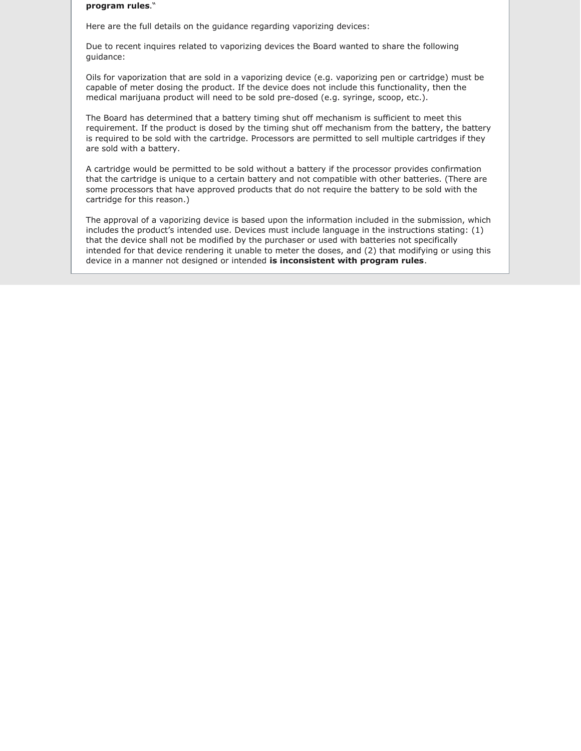**program rules**."

Here are the full details on the guidance regarding vaporizing devices:

Due to recent inquires related to vaporizing devices the Board wanted to share the following guidance:

Oils for vaporization that are sold in a vaporizing device (e.g. vaporizing pen or cartridge) must be capable of meter dosing the product. If the device does not include this functionality, then the medical marijuana product will need to be sold pre-dosed (e.g. syringe, scoop, etc.).

The Board has determined that a battery timing shut off mechanism is sufficient to meet this requirement. If the product is dosed by the timing shut off mechanism from the battery, the battery is required to be sold with the cartridge. Processors are permitted to sell multiple cartridges if they are sold with a battery.

A cartridge would be permitted to be sold without a battery if the processor provides confirmation that the cartridge is unique to a certain battery and not compatible with other batteries. (There are some processors that have approved products that do not require the battery to be sold with the cartridge for this reason.)

The approval of a vaporizing device is based upon the information included in the submission, which includes the product's intended use. Devices must include language in the instructions stating: (1) that the device shall not be modified by the purchaser or used with batteries not specifically intended for that device rendering it unable to meter the doses, and (2) that modifying or using this device in a manner not designed or intended **is inconsistent with program rules**.